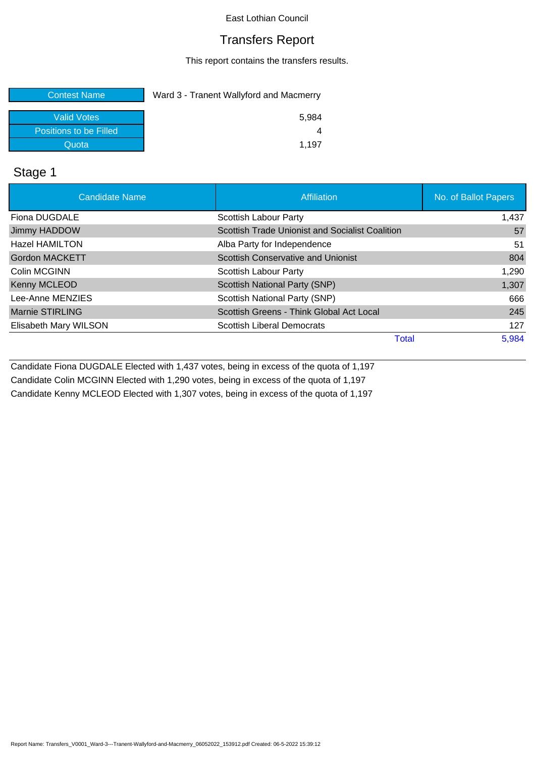East Lothian Council

# Transfers Report

This report contains the transfers results.

| Contest Name | Ward 3 - Tranent Wallyford and Macmerry |
|---|---|
| Valid Votes | 5,984 |
| Positions to be Filled | 4 |
| Quota | 1,197 |

## Stage 1

| Candidate Name | Affiliation | No. of Ballot Papers |
|---|---|---|
| Fiona DUGDALE | Scottish Labour Party | 1,437 |
| Jimmy HADDOW | Scottish Trade Unionist and Socialist Coalition | 57 |
| Hazel HAMILTON | Alba Party for Independence | 51 |
| Gordon MACKETT | Scottish Conservative and Unionist | 804 |
| Colin MCGINN | Scottish Labour Party | 1,290 |
| Kenny MCLEOD | Scottish National Party (SNP) | 1,307 |
| Lee-Anne MENZIES | Scottish National Party (SNP) | 666 |
| Marnie STIRLING | Scottish Greens - Think Global Act Local | 245 |
| Elisabeth Mary WILSON | Scottish Liberal Democrats | 127 |
| | Total | 5,984 |

Candidate Fiona DUGDALE Elected with 1,437 votes, being in excess of the quota of 1,197

Candidate Colin MCGINN Elected with 1,290 votes, being in excess of the quota of 1,197

Candidate Kenny MCLEOD Elected with 1,307 votes, being in excess of the quota of 1,197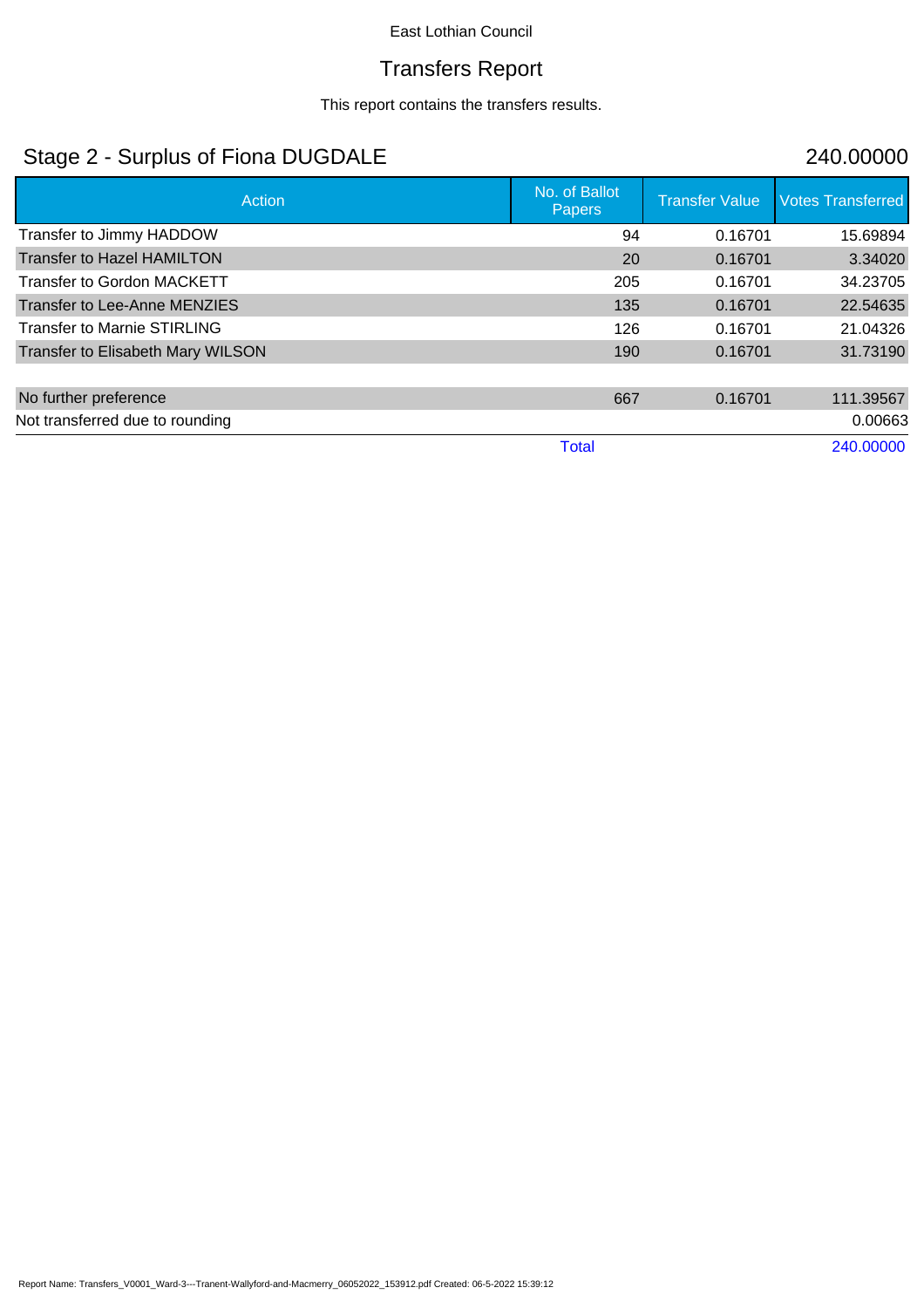East Lothian Council

# Transfers Report

This report contains the transfers results.

## Stage 2 - Surplus of Fiona DUGDALE — 240.00000

| Action | No. of Ballot Papers | Transfer Value | Votes Transferred |
|---|---|---|---|
| Transfer to Jimmy HADDOW | 94 | 0.16701 | 15.69894 |
| Transfer to Hazel HAMILTON | 20 | 0.16701 | 3.34020 |
| Transfer to Gordon MACKETT | 205 | 0.16701 | 34.23705 |
| Transfer to Lee-Anne MENZIES | 135 | 0.16701 | 22.54635 |
| Transfer to Marnie STIRLING | 126 | 0.16701 | 21.04326 |
| Transfer to Elisabeth Mary WILSON | 190 | 0.16701 | 31.73190 |
| | | | |
| No further preference | 667 | 0.16701 | 111.39567 |
| Not transferred due to rounding | | | 0.00663 |
| | Total | | 240.00000 |

Report Name: Transfers_V0001_Ward-3---Tranent-Wallyford-and-Macmerry_06052022_153912.pdf Created: 06-5-2022 15:39:12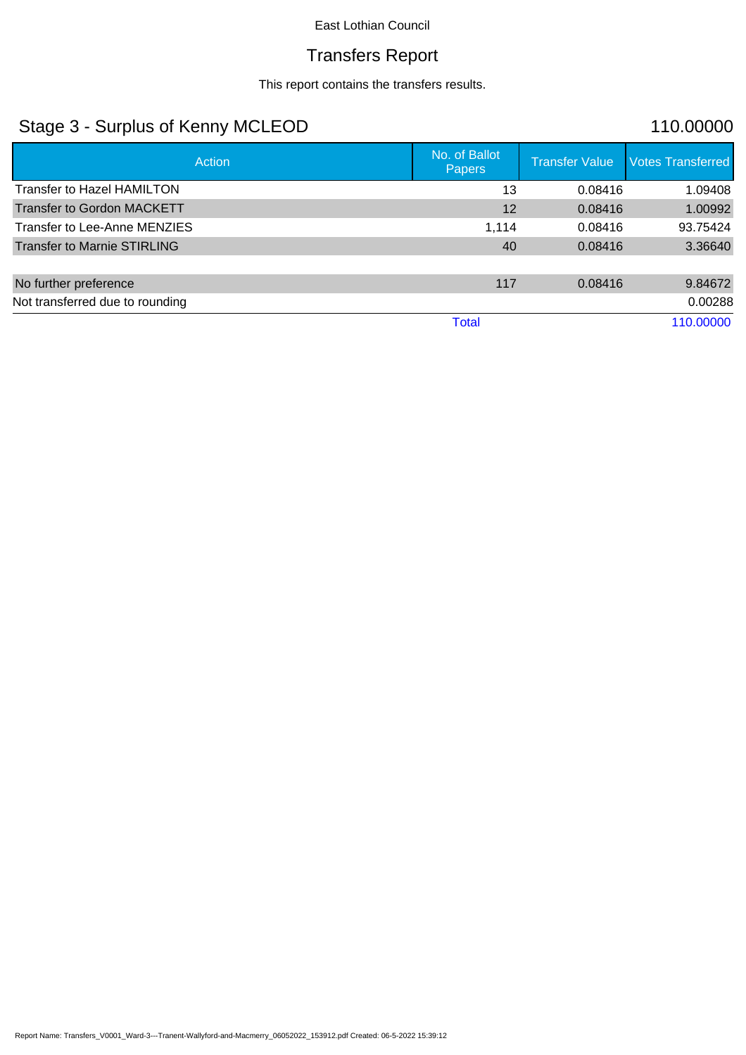East Lothian Council

# Transfers Report

This report contains the transfers results.

## Stage 3 - Surplus of Kenny MCLEOD — 110.00000

| Action | No. of Ballot Papers | Transfer Value | Votes Transferred |
| --- | --- | --- | --- |
| Transfer to Hazel HAMILTON | 13 | 0.08416 | 1.09408 |
| Transfer to Gordon MACKETT | 12 | 0.08416 | 1.00992 |
| Transfer to Lee-Anne MENZIES | 1,114 | 0.08416 | 93.75424 |
| Transfer to Marnie STIRLING | 40 | 0.08416 | 3.36640 |
| | | | |
| No further preference | 117 | 0.08416 | 9.84672 |
| Not transferred due to rounding | | | 0.00288 |
| | Total | | 110.00000 |

Report Name: Transfers_V0001_Ward-3---Tranent-Wallyford-and-Macmerry_06052022_153912.pdf Created: 06-5-2022 15:39:12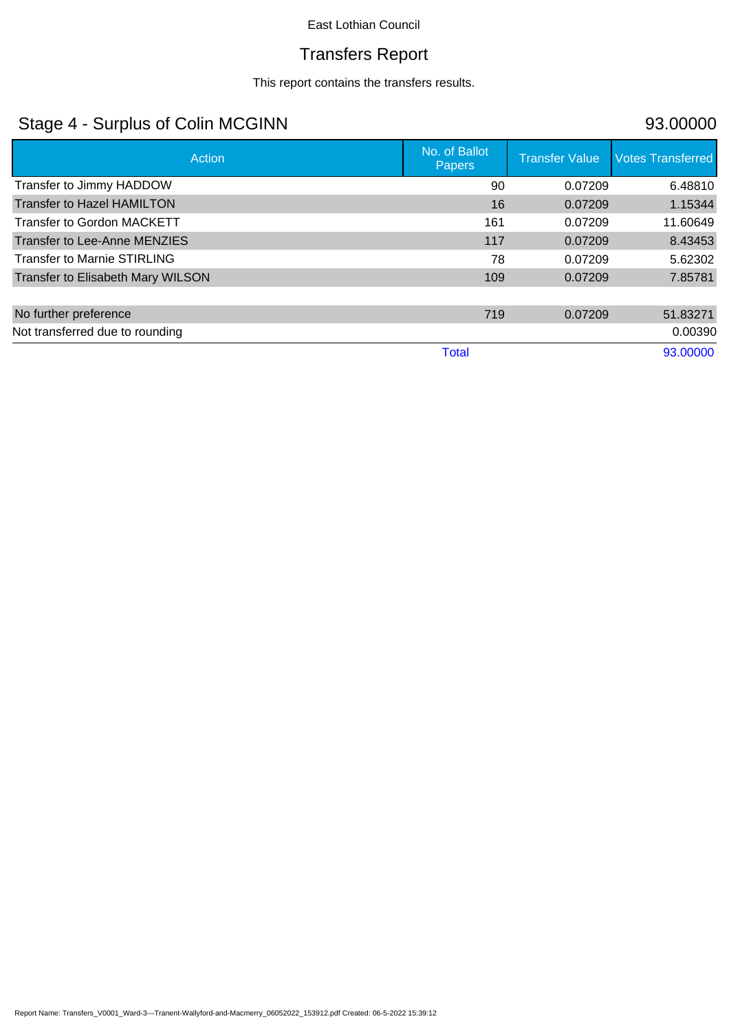East Lothian Council

# Transfers Report

This report contains the transfers results.

## Stage 4 - Surplus of Colin MCGINN

93.00000

| Action | No. of Ballot Papers | Transfer Value | Votes Transferred |
|---|---|---|---|
| Transfer to Jimmy HADDOW | 90 | 0.07209 | 6.48810 |
| Transfer to Hazel HAMILTON | 16 | 0.07209 | 1.15344 |
| Transfer to Gordon MACKETT | 161 | 0.07209 | 11.60649 |
| Transfer to Lee-Anne MENZIES | 117 | 0.07209 | 8.43453 |
| Transfer to Marnie STIRLING | 78 | 0.07209 | 5.62302 |
| Transfer to Elisabeth Mary WILSON | 109 | 0.07209 | 7.85781 |
| | | | |
| No further preference | 719 | 0.07209 | 51.83271 |
| Not transferred due to rounding | | | 0.00390 |
| | Total | | 93.00000 |

Report Name: Transfers_V0001_Ward-3---Tranent-Wallyford-and-Macmerry_06052022_153912.pdf Created: 06-5-2022 15:39:12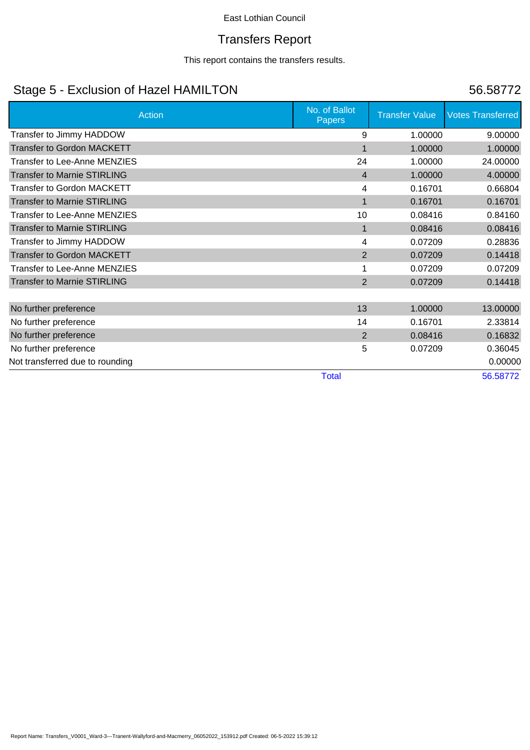East Lothian Council

# Transfers Report

This report contains the transfers results.

## Stage 5 - Exclusion of Hazel HAMILTON

56.58772

| Action | No. of Ballot Papers | Transfer Value | Votes Transferred |
|---|---|---|---|
| Transfer to Jimmy HADDOW | 9 | 1.00000 | 9.00000 |
| Transfer to Gordon MACKETT | 1 | 1.00000 | 1.00000 |
| Transfer to Lee-Anne MENZIES | 24 | 1.00000 | 24.00000 |
| Transfer to Marnie STIRLING | 4 | 1.00000 | 4.00000 |
| Transfer to Gordon MACKETT | 4 | 0.16701 | 0.66804 |
| Transfer to Marnie STIRLING | 1 | 0.16701 | 0.16701 |
| Transfer to Lee-Anne MENZIES | 10 | 0.08416 | 0.84160 |
| Transfer to Marnie STIRLING | 1 | 0.08416 | 0.08416 |
| Transfer to Jimmy HADDOW | 4 | 0.07209 | 0.28836 |
| Transfer to Gordon MACKETT | 2 | 0.07209 | 0.14418 |
| Transfer to Lee-Anne MENZIES | 1 | 0.07209 | 0.07209 |
| Transfer to Marnie STIRLING | 2 | 0.07209 | 0.14418 |
| | | | |
| No further preference | 13 | 1.00000 | 13.00000 |
| No further preference | 14 | 0.16701 | 2.33814 |
| No further preference | 2 | 0.08416 | 0.16832 |
| No further preference | 5 | 0.07209 | 0.36045 |
| Not transferred due to rounding | | | 0.00000 |
| | Total | | 56.58772 |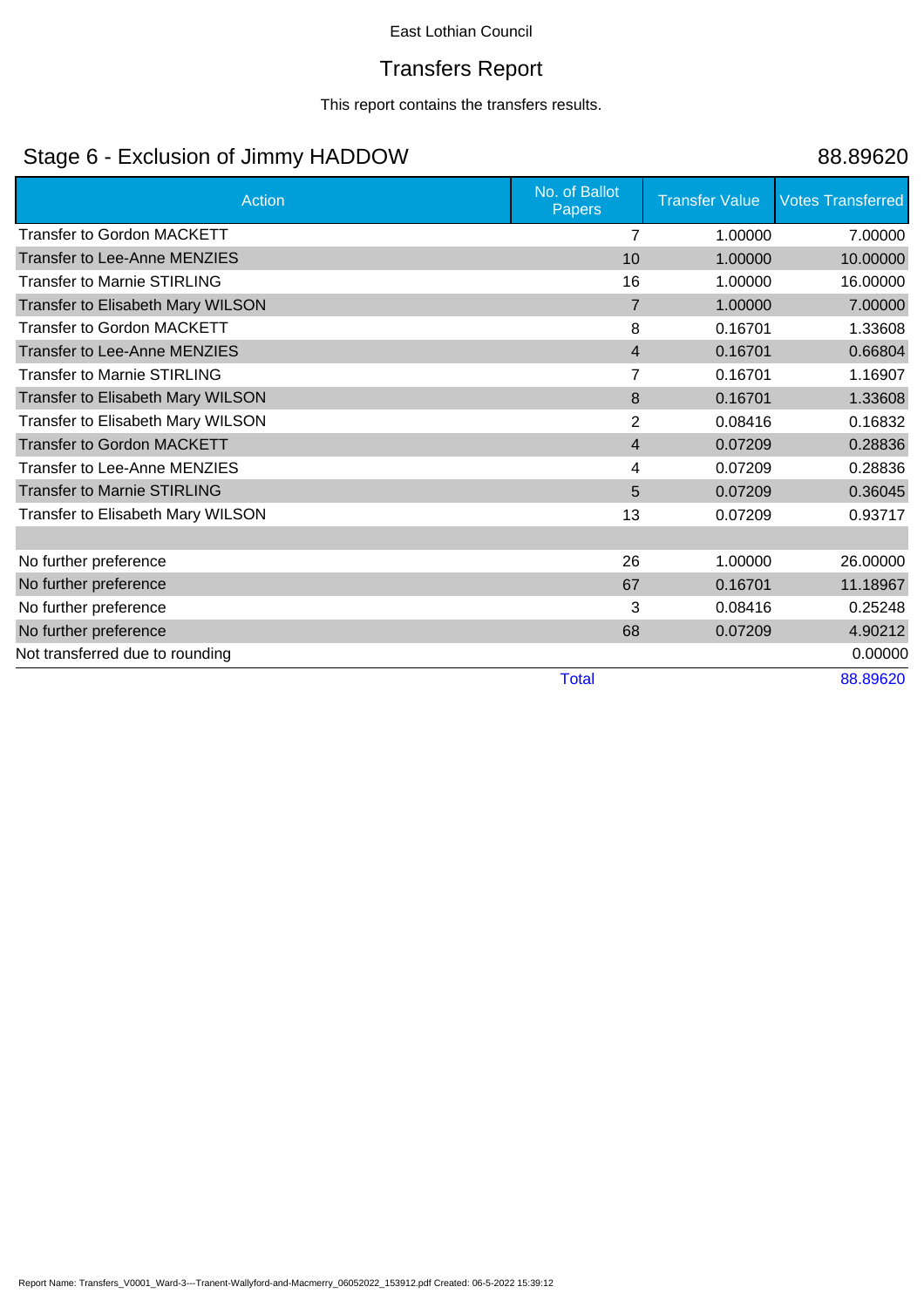East Lothian Council

# Transfers Report

This report contains the transfers results.

## Stage 6 - Exclusion of Jimmy HADDOW

88.89620

| Action | No. of Ballot Papers | Transfer Value | Votes Transferred |
|---|---|---|---|
| Transfer to Gordon MACKETT | 7 | 1.00000 | 7.00000 |
| Transfer to Lee-Anne MENZIES | 10 | 1.00000 | 10.00000 |
| Transfer to Marnie STIRLING | 16 | 1.00000 | 16.00000 |
| Transfer to Elisabeth Mary WILSON | 7 | 1.00000 | 7.00000 |
| Transfer to Gordon MACKETT | 8 | 0.16701 | 1.33608 |
| Transfer to Lee-Anne MENZIES | 4 | 0.16701 | 0.66804 |
| Transfer to Marnie STIRLING | 7 | 0.16701 | 1.16907 |
| Transfer to Elisabeth Mary WILSON | 8 | 0.16701 | 1.33608 |
| Transfer to Elisabeth Mary WILSON | 2 | 0.08416 | 0.16832 |
| Transfer to Gordon MACKETT | 4 | 0.07209 | 0.28836 |
| Transfer to Lee-Anne MENZIES | 4 | 0.07209 | 0.28836 |
| Transfer to Marnie STIRLING | 5 | 0.07209 | 0.36045 |
| Transfer to Elisabeth Mary WILSON | 13 | 0.07209 | 0.93717 |
| | | | |
| No further preference | 26 | 1.00000 | 26.00000 |
| No further preference | 67 | 0.16701 | 11.18967 |
| No further preference | 3 | 0.08416 | 0.25248 |
| No further preference | 68 | 0.07209 | 4.90212 |
| Not transferred due to rounding | | | 0.00000 |
| | Total | | 88.89620 |

Report Name: Transfers_V0001_Ward-3---Tranent-Wallyford-and-Macmerry_06052022_153912.pdf Created: 06-5-2022 15:39:12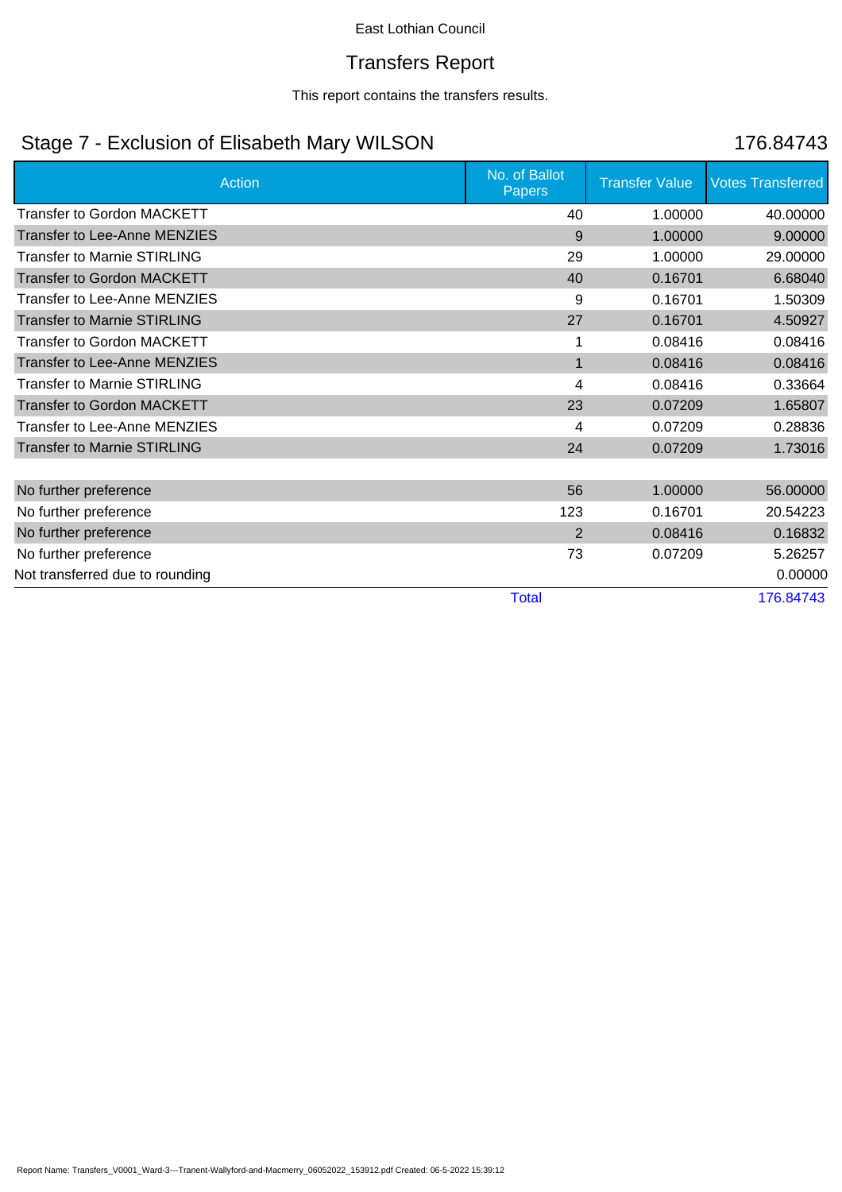East Lothian Council

# Transfers Report

This report contains the transfers results.

## Stage 7 - Exclusion of Elisabeth Mary WILSON

176.84743

| Action | No. of Ballot Papers | Transfer Value | Votes Transferred |
|---|---|---|---|
| Transfer to Gordon MACKETT | 40 | 1.00000 | 40.00000 |
| Transfer to Lee-Anne MENZIES | 9 | 1.00000 | 9.00000 |
| Transfer to Marnie STIRLING | 29 | 1.00000 | 29.00000 |
| Transfer to Gordon MACKETT | 40 | 0.16701 | 6.68040 |
| Transfer to Lee-Anne MENZIES | 9 | 0.16701 | 1.50309 |
| Transfer to Marnie STIRLING | 27 | 0.16701 | 4.50927 |
| Transfer to Gordon MACKETT | 1 | 0.08416 | 0.08416 |
| Transfer to Lee-Anne MENZIES | 1 | 0.08416 | 0.08416 |
| Transfer to Marnie STIRLING | 4 | 0.08416 | 0.33664 |
| Transfer to Gordon MACKETT | 23 | 0.07209 | 1.65807 |
| Transfer to Lee-Anne MENZIES | 4 | 0.07209 | 0.28836 |
| Transfer to Marnie STIRLING | 24 | 0.07209 | 1.73016 |
| | | | |
| No further preference | 56 | 1.00000 | 56.00000 |
| No further preference | 123 | 0.16701 | 20.54223 |
| No further preference | 2 | 0.08416 | 0.16832 |
| No further preference | 73 | 0.07209 | 5.26257 |
| Not transferred due to rounding | | | 0.00000 |
| | Total | | 176.84743 |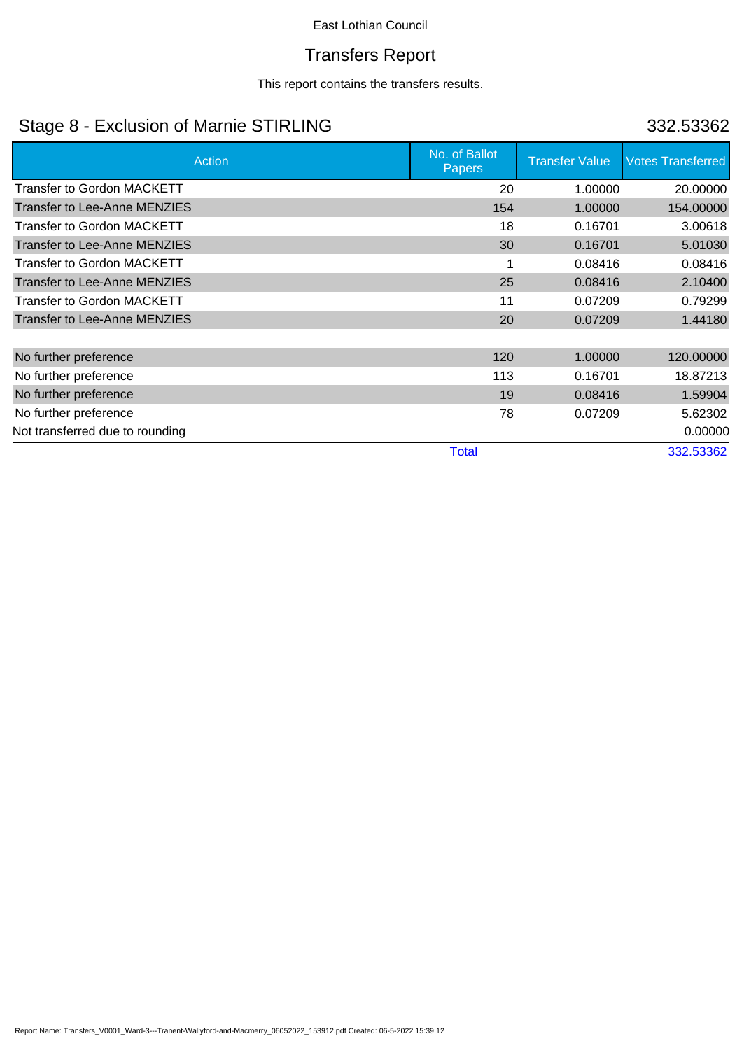East Lothian Council

# Transfers Report

This report contains the transfers results.

## Stage 8 - Exclusion of Marnie STIRLING

332.53362

| Action | No. of Ballot Papers | Transfer Value | Votes Transferred |
|---|---|---|---|
| Transfer to Gordon MACKETT | 20 | 1.00000 | 20.00000 |
| Transfer to Lee-Anne MENZIES | 154 | 1.00000 | 154.00000 |
| Transfer to Gordon MACKETT | 18 | 0.16701 | 3.00618 |
| Transfer to Lee-Anne MENZIES | 30 | 0.16701 | 5.01030 |
| Transfer to Gordon MACKETT | 1 | 0.08416 | 0.08416 |
| Transfer to Lee-Anne MENZIES | 25 | 0.08416 | 2.10400 |
| Transfer to Gordon MACKETT | 11 | 0.07209 | 0.79299 |
| Transfer to Lee-Anne MENZIES | 20 | 0.07209 | 1.44180 |
| | | | |
| No further preference | 120 | 1.00000 | 120.00000 |
| No further preference | 113 | 0.16701 | 18.87213 |
| No further preference | 19 | 0.08416 | 1.59904 |
| No further preference | 78 | 0.07209 | 5.62302 |
| Not transferred due to rounding | | | 0.00000 |
| | Total | | 332.53362 |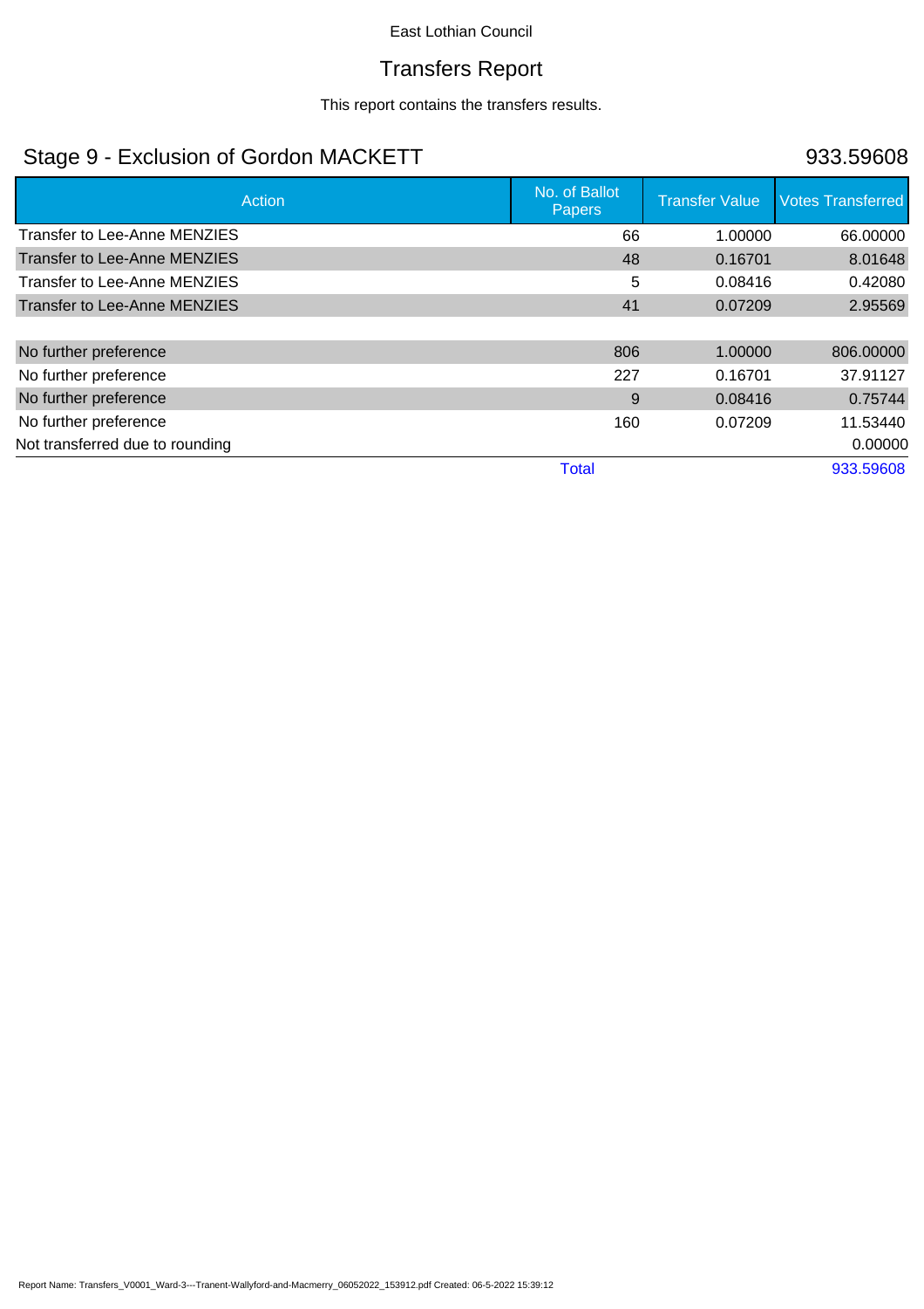East Lothian Council

# Transfers Report

This report contains the transfers results.

## Stage 9 - Exclusion of Gordon MACKETT

933.59608

| Action | No. of Ballot Papers | Transfer Value | Votes Transferred |
|---|---|---|---|
| Transfer to Lee-Anne MENZIES | 66 | 1.00000 | 66.00000 |
| Transfer to Lee-Anne MENZIES | 48 | 0.16701 | 8.01648 |
| Transfer to Lee-Anne MENZIES | 5 | 0.08416 | 0.42080 |
| Transfer to Lee-Anne MENZIES | 41 | 0.07209 | 2.95569 |
| | | | |
| No further preference | 806 | 1.00000 | 806.00000 |
| No further preference | 227 | 0.16701 | 37.91127 |
| No further preference | 9 | 0.08416 | 0.75744 |
| No further preference | 160 | 0.07209 | 11.53440 |
| Not transferred due to rounding | | | 0.00000 |
| | Total | | 933.59608 |

Report Name: Transfers_V0001_Ward-3---Tranent-Wallyford-and-Macmerry_06052022_153912.pdf Created: 06-5-2022 15:39:12